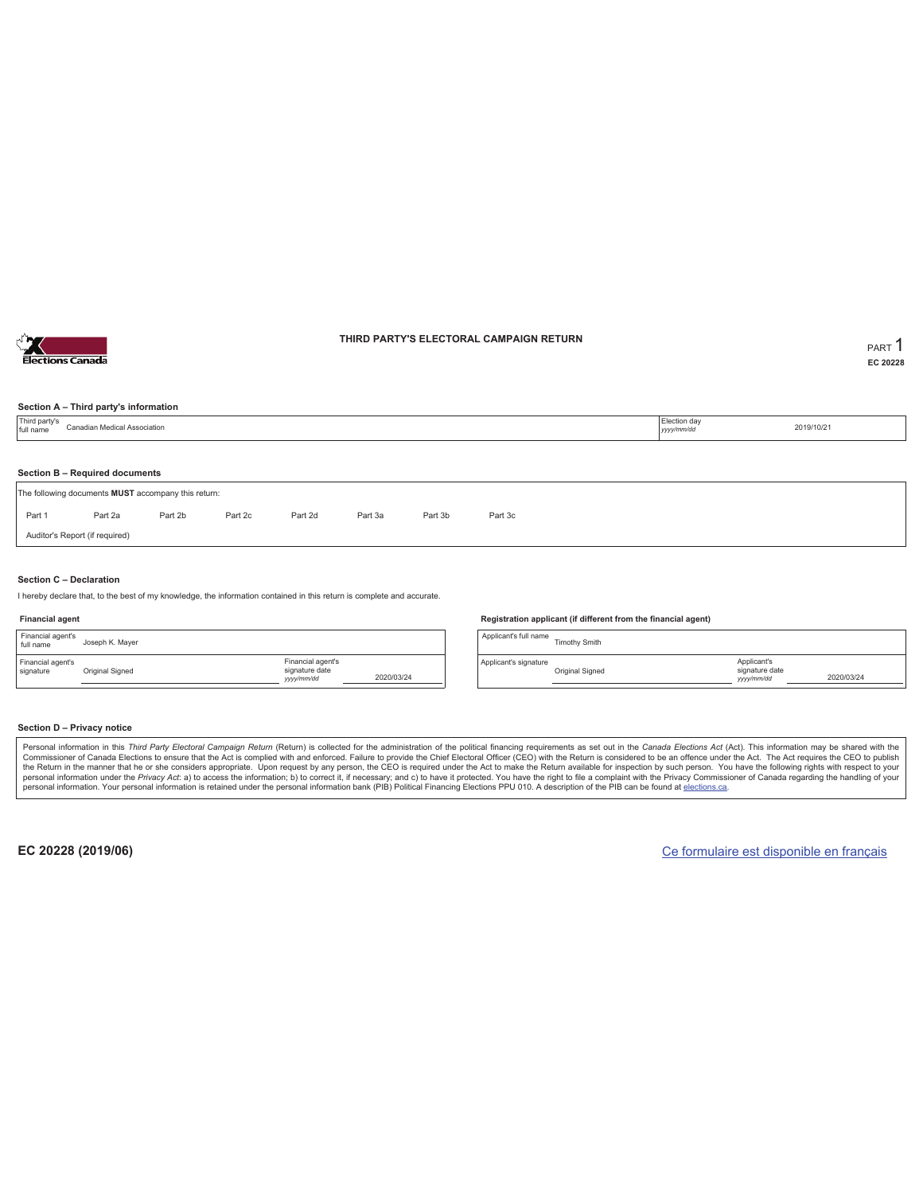# THIRD PARTY'S ELECTORAL CAMPAIGN RETURN

PART 1
**EC 20228**

### Section A – Third party's information

| Third party's full name | Canadian Medical Association | Election day *yyyy/mm/dd* | 2019/10/21 |
|---|---|---|---|

### Section B – Required documents

The following documents **MUST** accompany this return:

| Part 1 | Part 2a | Part 2b | Part 2c | Part 2d | Part 3a | Part 3b | Part 3c |
|---|---|---|---|---|---|---|---|

Auditor's Report (if required)

### Section C – Declaration

I hereby declare that, to the best of my knowledge, the information contained in this return is complete and accurate.

**Financial agent**

| Financial agent's full name | Joseph K. Mayer | | |
|---|---|---|---|
| Financial agent's signature | Original Signed | Financial agent's signature date *yyyy/mm/dd* | 2020/03/24 |

**Registration applicant (if different from the financial agent)**

| Applicant's full name | Timothy Smith | | |
|---|---|---|---|
| Applicant's signature | Original Signed | Applicant's signature date *yyyy/mm/dd* | 2020/03/24 |

### Section D – Privacy notice

Personal information in this *Third Party Electoral Campaign Return* (Return) is collected for the administration of the political financing requirements as set out in the *Canada Elections Act* (Act). This information may be shared with the Commissioner of Canada Elections to ensure that the Act is complied with and enforced. Failure to provide the Chief Electoral Officer (CEO) with the Return is considered to be an offence under the Act. The Act requires the CEO to publish the Return in the manner that he or she considers appropriate. Upon request by any person, the CEO is required under the Act to make the Return available for inspection by such person. You have the following rights with respect to your personal information under the *Privacy Act*: a) to access the information; b) to correct it, if necessary; and c) to have it protected. You have the right to file a complaint with the Privacy Commissioner of Canada regarding the handling of your personal information. Your personal information is retained under the personal information bank (PIB) Political Financing Elections PPU 010. A description of the PIB can be found at elections.ca.

**EC 20228 (2019/06)**

Ce formulaire est disponible en français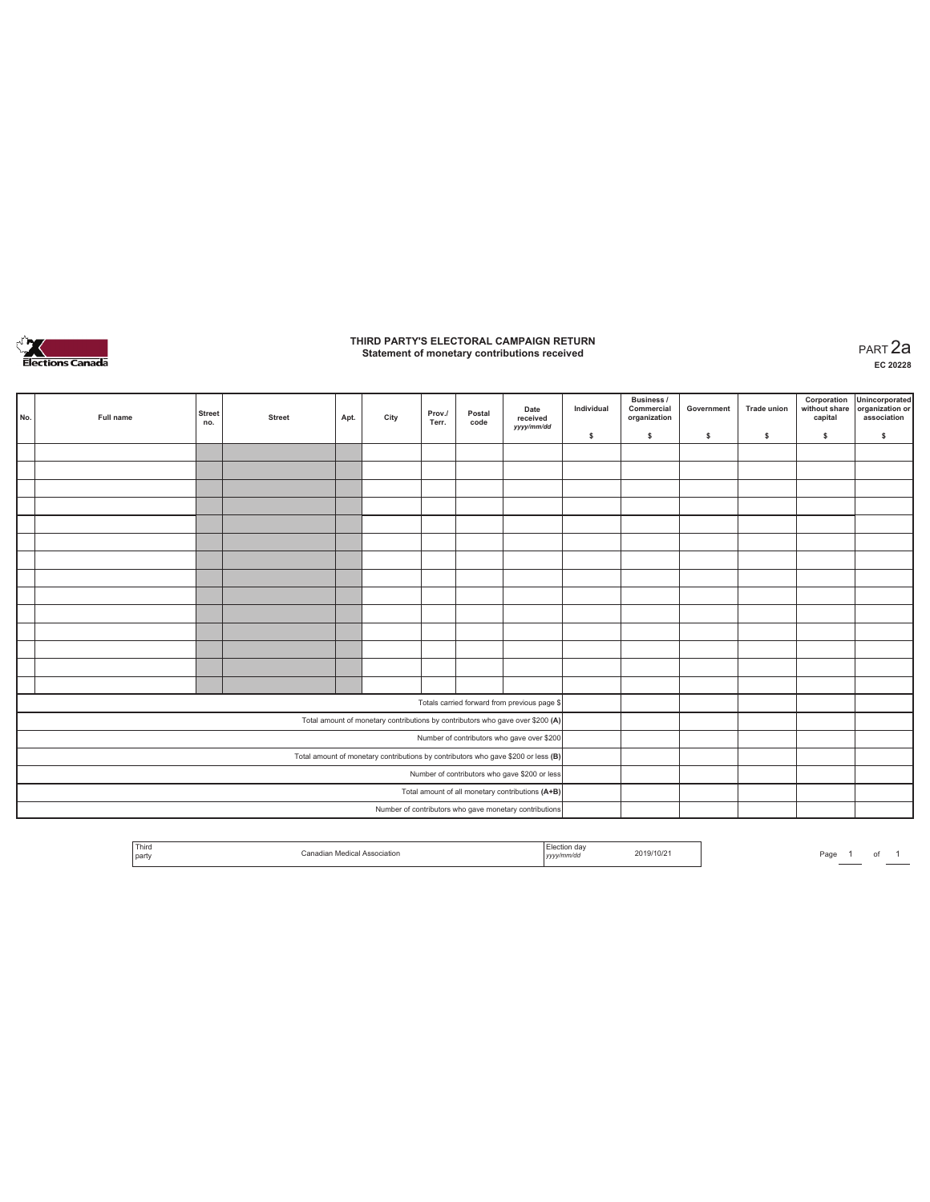# THIRD PARTY'S ELECTORAL CAMPAIGN RETURN
## Statement of monetary contributions received

PART 2a
**EC 20228**

| No. | Full name | Street no. | Street | Apt. | City | Prov./ Terr. | Postal code | Date received *yyyy/mm/dd* | Individual $ | Business / Commercial organization $ | Government $ | Trade union $ | Corporation without share capital $ | Unincorporated organization or association $ |
|---|---|---|---|---|---|---|---|---|---|---|---|---|---|---|
| | | | | | | | | | | | | | | |
| | | | | | | | | | | | | | | |
| | | | | | | | | | | | | | | |
| | | | | | | | | | | | | | | |
| | | | | | | | | | | | | | | |
| | | | | | | | | | | | | | | |
| | | | | | | | | | | | | | | |
| | | | | | | | | | | | | | | |
| | | | | | | | | | | | | | | |
| | | | | | | | | | | | | | | |
| | | | | | | | | | | | | | | |
| | | | | | | | | | | | | | | |
| | | | | | | | | | | | | | | |
| | | | | | | | | | | | | | | |
| Totals carried forward from previous page $ | | | | | | | | | | | | | | |
| Total amount of monetary contributions by contributors who gave over $200 **(A)** | | | | | | | | | | | | | | |
| Number of contributors who gave over $200 | | | | | | | | | | | | | | |
| Total amount of monetary contributions by contributors who gave $200 or less **(B)** | | | | | | | | | | | | | | |
| Number of contributors who gave $200 or less | | | | | | | | | | | | | | |
| Total amount of all monetary contributions **(A+B)** | | | | | | | | | | | | | | |
| Number of contributors who gave monetary contributions | | | | | | | | | | | | | | |

| Third party | Canadian Medical Association | Election day *yyyy/mm/dd* | 2019/10/21 |
|---|---|---|---|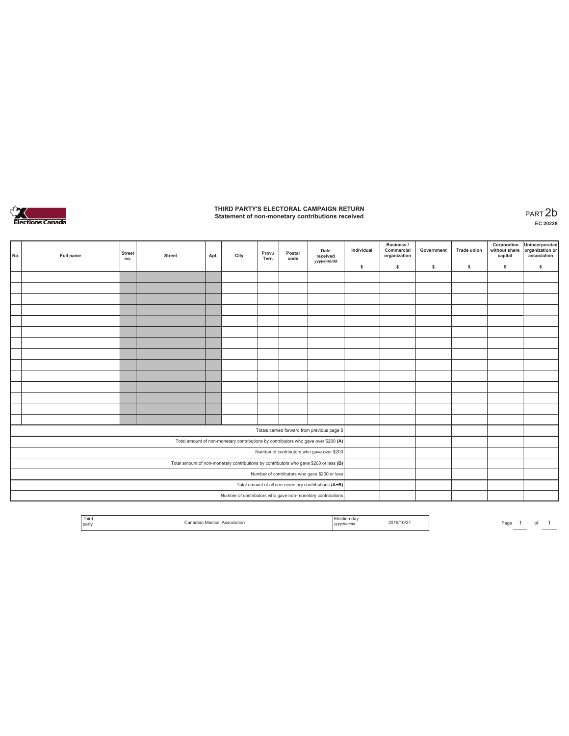# THIRD PARTY'S ELECTORAL CAMPAIGN RETURN
## Statement of non-monetary contributions received

PART 2b
**EC 20228**

| No. | Full name | Street no. | Street | Apt. | City | Prov./ Terr. | Postal code | Date received *yyyy/mm/dd* | Individual $ | Business / Commercial organization $ | Government $ | Trade union $ | Corporation without share capital $ | Unincorporated organization or association $ |
|---|---|---|---|---|---|---|---|---|---|---|---|---|---|---|
| | | | | | | | | | | | | | | |
| | | | | | | | | | | | | | | |
| | | | | | | | | | | | | | | |
| | | | | | | | | | | | | | | |
| | | | | | | | | | | | | | | |
| | | | | | | | | | | | | | | |
| | | | | | | | | | | | | | | |
| | | | | | | | | | | | | | | |
| | | | | | | | | | | | | | | |
| | | | | | | | | | | | | | | |
| | | | | | | | | | | | | | | |
| | | | | | | | | | | | | | | |
| | | | | | | | | | | | | | | |
| | | | | | | | | | | | | | | |
| Totals carried forward from previous page $ | | | | | | | | | | | | | | |
| Total amount of non-monetary contributions by contributors who gave over $200 **(A)** | | | | | | | | | | | | | | |
| Number of contributors who gave over $200 | | | | | | | | | | | | | | |
| Total amount of non-monetary contributions by contributors who gave $200 or less **(B)** | | | | | | | | | | | | | | |
| Number of contributors who gave $200 or less | | | | | | | | | | | | | | |
| Total amount of all non-monetary contributions **(A+B)** | | | | | | | | | | | | | | |
| Number of contributors who gave non-monetary contributions | | | | | | | | | | | | | | |

| Third party | Canadian Medical Association | Election day *yyyy/mm/dd* | 2019/10/21 |
|---|---|---|---|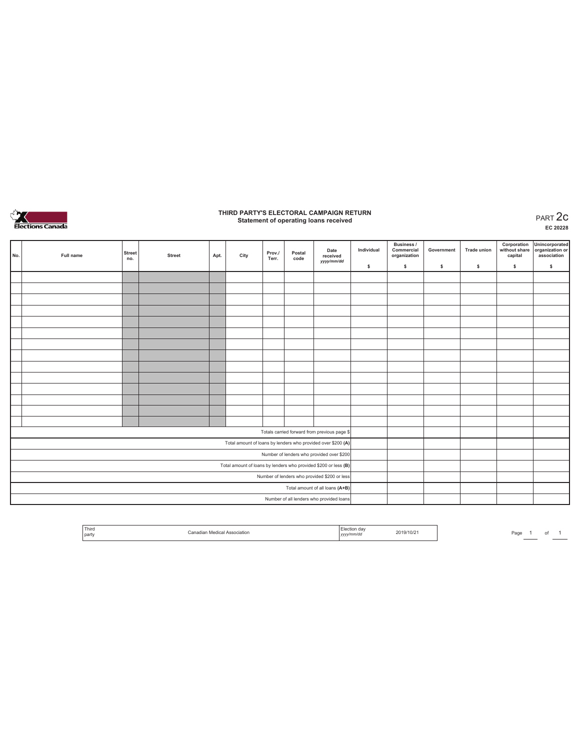# THIRD PARTY'S ELECTORAL CAMPAIGN RETURN
## Statement of operating loans received

PART 2c

EC 20228

| No. | Full name | Street no. | Street | Apt. | City | Prov./ Terr. | Postal code | Date received yyyy/mm/dd | Individual $ | Business / Commercial organization $ | Government $ | Trade union $ | Corporation without share capital $ | Unincorporated organization or association $ |
|---|---|---|---|---|---|---|---|---|---|---|---|---|---|---|
| | | | | | | | | | | | | | | |
| | | | | | | | | | | | | | | |
| | | | | | | | | | | | | | | |
| | | | | | | | | | | | | | | |
| | | | | | | | | | | | | | | |
| | | | | | | | | | | | | | | |
| | | | | | | | | | | | | | | |
| | | | | | | | | | | | | | | |
| | | | | | | | | | | | | | | |
| | | | | | | | | | | | | | | |
| | | | | | | | | | | | | | | |
| | | | | | | | | | | | | | | |
| | | | | | | | | | | | | | | |
| | | | | | | | | | | | | | | |
| Totals carried forward from previous page $ | | | | | | | | | | | | | | |
| Total amount of loans by lenders who provided over $200 (A) | | | | | | | | | | | | | | |
| Number of lenders who provided over $200 | | | | | | | | | | | | | | |
| Total amount of loans by lenders who provided $200 or less (B) | | | | | | | | | | | | | | |
| Number of lenders who provided $200 or less | | | | | | | | | | | | | | |
| Total amount of all loans (A+B) | | | | | | | | | | | | | | |
| Number of all lenders who provided loans | | | | | | | | | | | | | | |

| Third party | Canadian Medical Association | Election day yyyy/mm/dd | 2019/10/21 |
|---|---|---|---|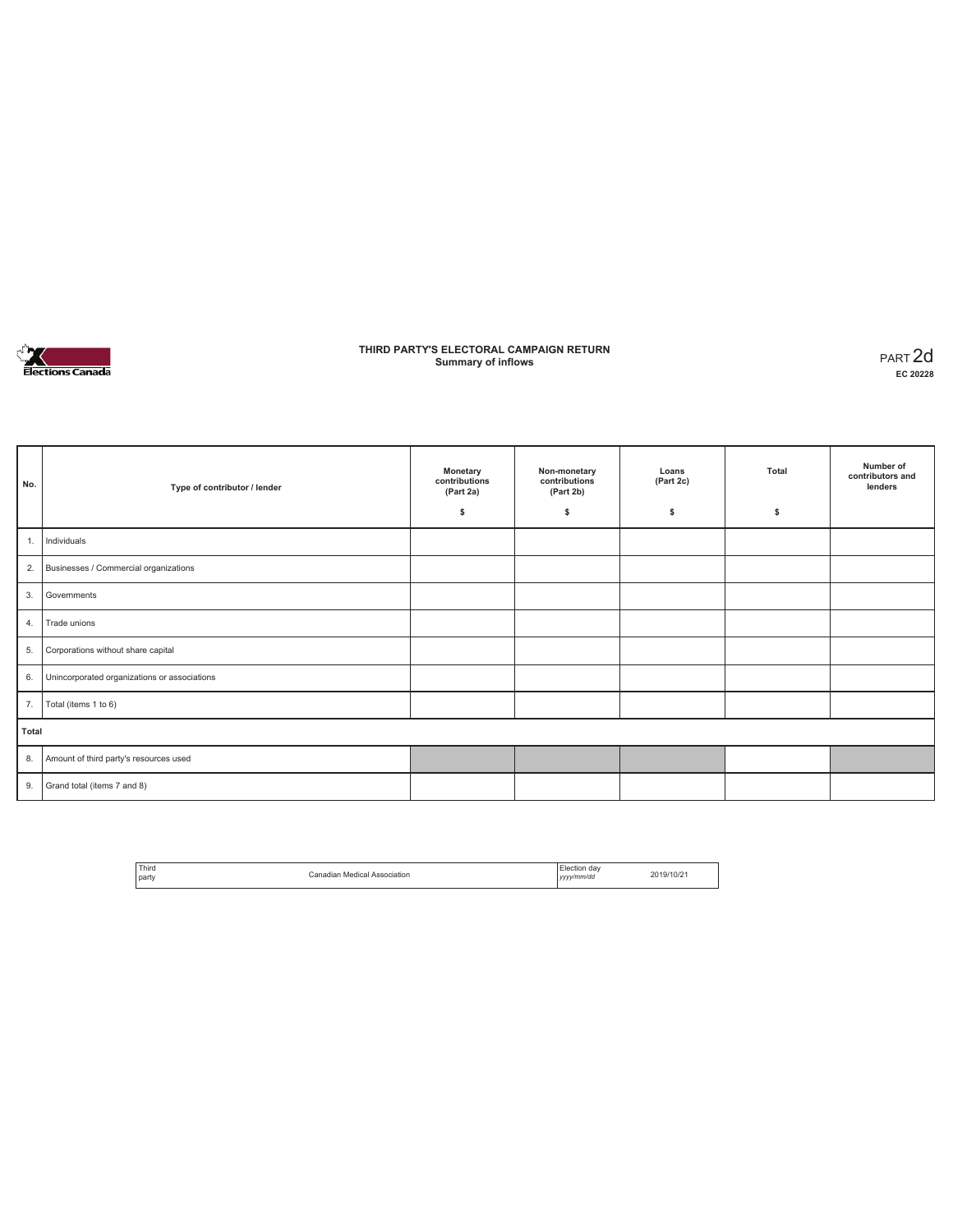# THIRD PARTY'S ELECTORAL CAMPAIGN RETURN
## Summary of inflows

PART 2d
EC 20228

| No. | Type of contributor / lender | Monetary contributions (Part 2a) $ | Non-monetary contributions (Part 2b) $ | Loans (Part 2c) $ | Total $ | Number of contributors and lenders |
|---|---|---|---|---|---|---|
| 1. | Individuals | | | | | |
| 2. | Businesses / Commercial organizations | | | | | |
| 3. | Governments | | | | | |
| 4. | Trade unions | | | | | |
| 5. | Corporations without share capital | | | | | |
| 6. | Unincorporated organizations or associations | | | | | |
| 7. | Total (items 1 to 6) | | | | | |
| **Total** | | | | | | |
| 8. | Amount of third party's resources used | | | | | |
| 9. | Grand total (items 7 and 8) | | | | | |

| Third party | Canadian Medical Association | Election day *yyyy/mm/dd* | 2019/10/21 |
|---|---|---|---|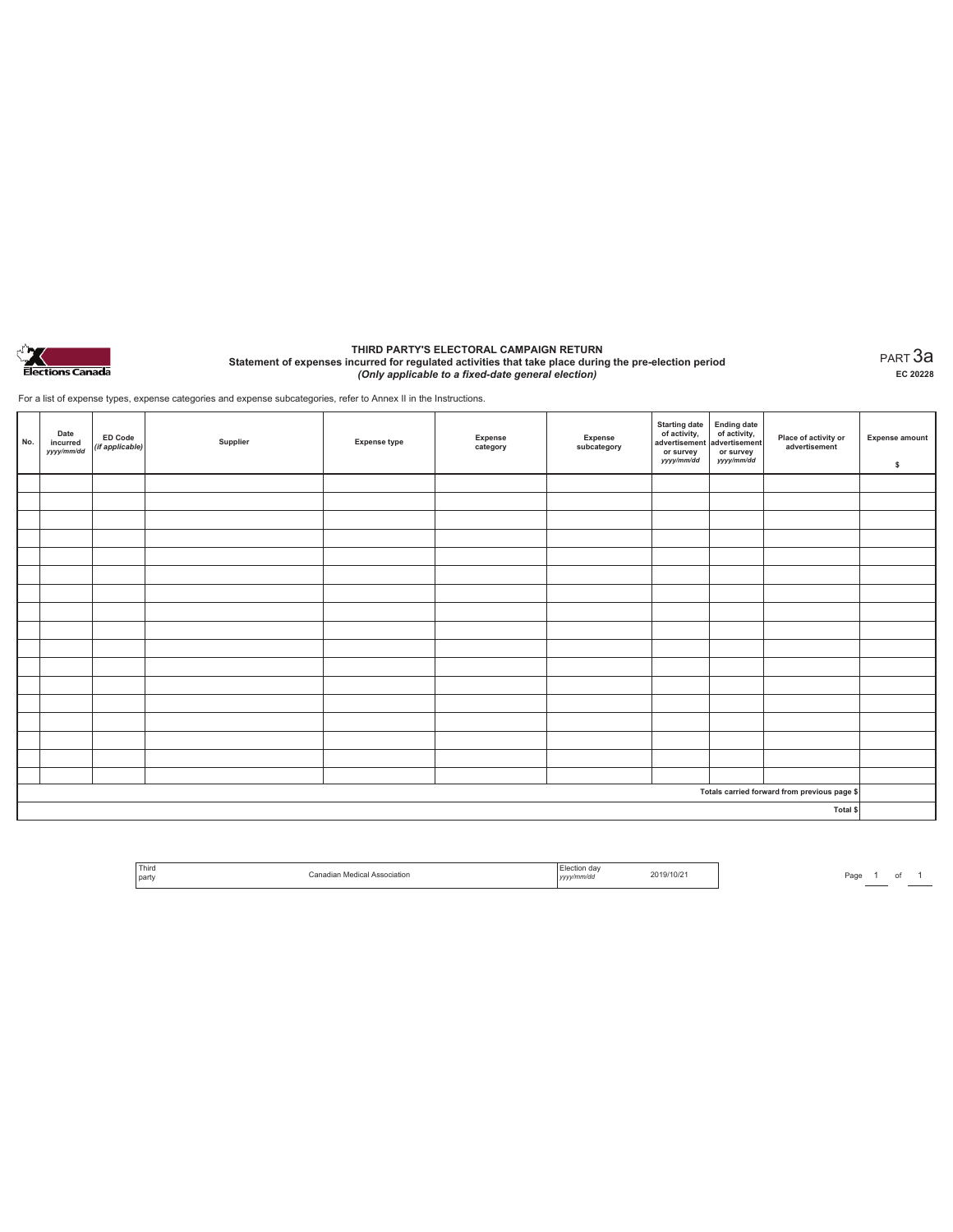Elections Canada

# THIRD PARTY'S ELECTORAL CAMPAIGN RETURN

## Statement of expenses incurred for regulated activities that take place during the pre-election period

*(Only applicable to a fixed-date general election)*

PART 3a

EC 20228

For a list of expense types, expense categories and expense subcategories, refer to Annex II in the Instructions.

| No. | Date incurred *yyyy/mm/dd* | ED Code *(if applicable)* | Supplier | Expense type | Expense category | Expense subcategory | Starting date of activity, advertisement or survey *yyyy/mm/dd* | Ending date of activity, advertisement or survey *yyyy/mm/dd* | Place of activity or advertisement | Expense amount $ |
|---|---|---|---|---|---|---|---|---|---|---|
| | | | | | | | | | | |
| | | | | | | | | | | |
| | | | | | | | | | | |
| | | | | | | | | | | |
| | | | | | | | | | | |
| | | | | | | | | | | |
| | | | | | | | | | | |
| | | | | | | | | | | |
| | | | | | | | | | | |
| | | | | | | | | | | |
| | | | | | | | | | | |
| | | | | | | | | | | |
| | | | | | | | | | | |
| | | | | | | | | | | |
| | | | | | | | | | | |
| | | | | | | | | | | |
| | | | | | | | | | | |
| | | | | | | | | | Totals carried forward from previous page $ | |
| | | | | | | | | | Total $ | |

| Third party | Canadian Medical Association | Election day *yyyy/mm/dd* | 2019/10/21 |
|---|---|---|---|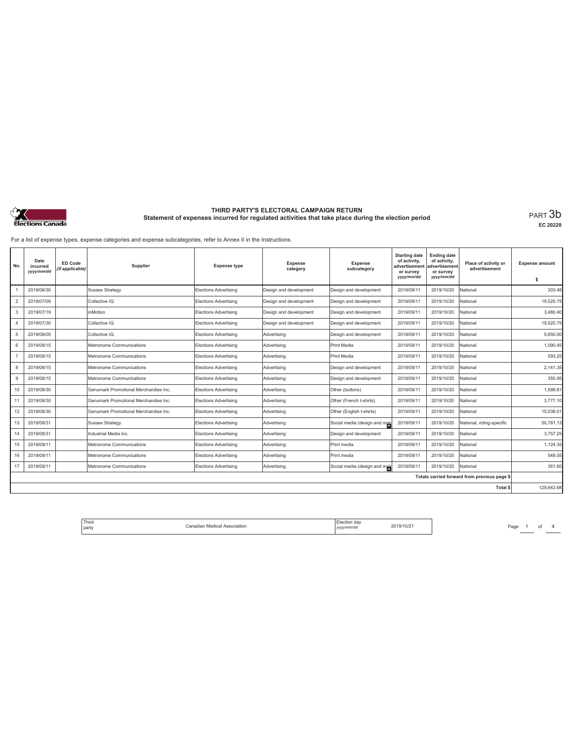# THIRD PARTY'S ELECTORAL CAMPAIGN RETURN

## Statement of expenses incurred for regulated activities that take place during the election period

PART 3b

EC 20228

For a list of expense types, expense categories and expense subcategories, refer to Annex II in the Instructions.

| No. | Date incurred *yyyy/mm/dd* | ED Code *(if applicable)* | Supplier | Expense type | Expense category | Expense subcategory | Starting date of activity, advertisement or survey *yyyy/mm/dd* | Ending date of activity, advertisement or survey *yyyy/mm/dd* | Place of activity or advertisement | Expense amount $ |
|---|---|---|---|---|---|---|---|---|---|---|
| 1 | 2019/06/30 | | Sussex Strategy | Elections Advertising | Design and development | Design and development | 2019/09/11 | 2019/10/20 | National | 303.48 |
| 2 | 2019/07/09 | | Collective IQ | Elections Advertising | Design and development | Design and development | 2019/09/11 | 2019/10/20 | National | 19,520.75 |
| 3 | 2019/07/19 | | inMotion | Elections Advertising | Design and development | Design and development | 2019/09/11 | 2019/10/20 | National | 3,480.40 |
| 4 | 2019/07/30 | | Collective IQ | Elections Advertising | Design and development | Design and development | 2019/09/11 | 2019/10/20 | National | 19,520.75 |
| 5 | 2019/08/05 | | Collective IQ | Elections Advertising | Advertising | Design and development | 2019/09/11 | 2019/10/20 | National | 5,650.00 |
| 6 | 2019/08/15 | | Metronome Communications | Elections Advertising | Advertising | Print Media | 2019/09/11 | 2019/10/20 | National | 1,090.45 |
| 7 | 2019/08/15 | | Metronome Communications | Elections Advertising | Advertising | Print Media | 2019/09/11 | 2019/10/20 | National | 593.25 |
| 8 | 2019/08/15 | | Metronome Communications | Elections Advertising | Advertising | Design and development | 2019/09/11 | 2019/10/20 | National | 2,141.35 |
| 9 | 2019/08/15 | | Metronome Communications | Elections Advertising | Advertising | Design and development | 2019/09/11 | 2019/10/20 | National | 355.95 |
| 10 | 2019/08/30 | | Genumark Promotional Merchandise Inc. | Elections Advertising | Advertising | Other (buttons) | 2019/09/11 | 2019/10/20 | National | 1,599.81 |
| 11 | 2019/08/30 | | Genumark Promotional Merchandise Inc. | Elections Advertising | Advertising | Other (French t-shirts) | 2019/09/11 | 2019/10/20 | National | 3,777.10 |
| 12 | 2019/08/30 | | Genumark Promotional Merchandise Inc. | Elections Advertising | Advertising | Other (English t-shirts) | 2019/09/11 | 2019/10/20 | National | 15,038.01 |
| 13 | 2019/08/31 | | Sussex Strategy | Elections Advertising | Advertising | Social media (design and mai | 2019/09/11 | 2019/10/20 | National, riding-specific | 50,781.13 |
| 14 | 2019/08/31 | | Industrial Media Inc. | Elections Advertising | Advertising | Design and development | 2019/09/11 | 2019/10/20 | National | 3,757.25 |
| 15 | 2019/09/11 | | Metronome Communications | Elections Advertising | Advertising | Print media | 2019/09/11 | 2019/10/20 | National | 1,124.35 |
| 16 | 2019/09/11 | | Metronome Communications | Elections Advertising | Advertising | Print media | 2019/09/11 | 2019/10/20 | National | 548.05 |
| 17 | 2019/09/11 | | Metronome Communications | Elections Advertising | Advertising | Social media (design and mai | 2019/09/11 | 2019/10/20 | National | 361.60 |
| | | | | | | | | | Totals carried forward from previous page $ | |
| | | | | | | | | | Total $ | 129,643.68 |

| Third party | Canadian Medical Association | Election day *yyyy/mm/dd* | 2019/10/21 |
|---|---|---|---|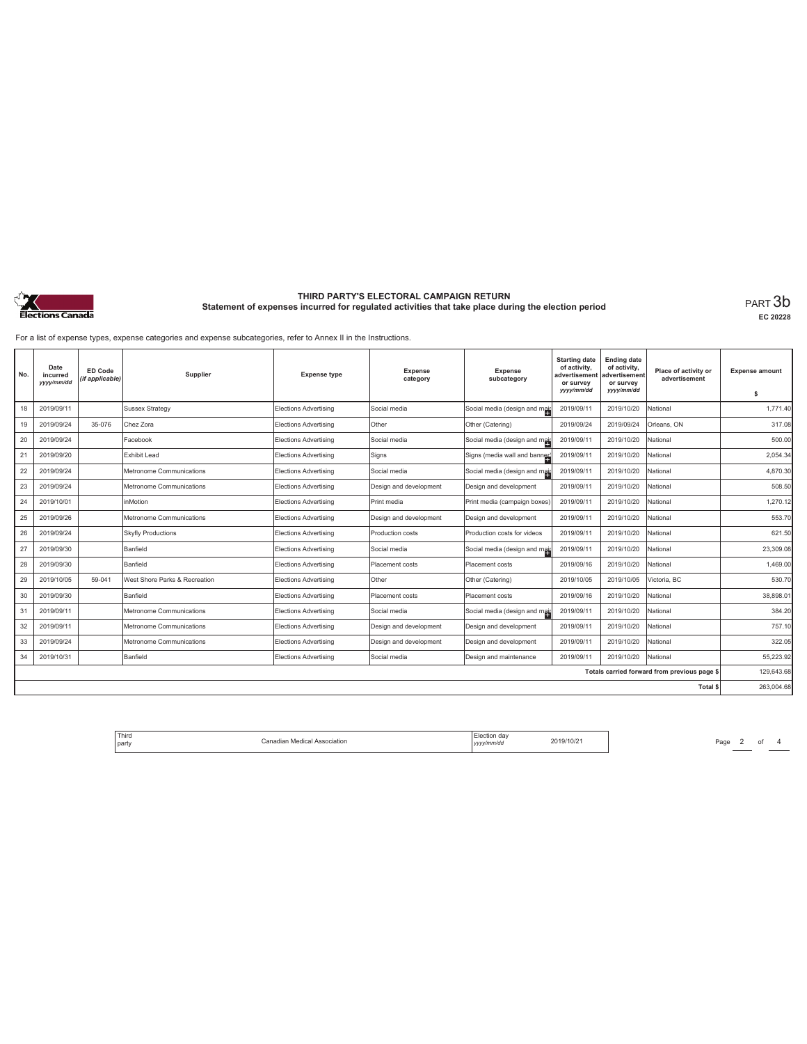# THIRD PARTY'S ELECTORAL CAMPAIGN RETURN

## Statement of expenses incurred for regulated activities that take place during the election period

PART 3b

EC 20228

For a list of expense types, expense categories and expense subcategories, refer to Annex II in the Instructions.

| No. | Date incurred *yyyy/mm/dd* | ED Code *(if applicable)* | Supplier | Expense type | Expense category | Expense subcategory | Starting date of activity, advertisement or survey *yyyy/mm/dd* | Ending date of activity, advertisement or survey *yyyy/mm/dd* | Place of activity or advertisement | Expense amount $ |
|---|---|---|---|---|---|---|---|---|---|---|
| 18 | 2019/09/11 | | Sussex Strategy | Elections Advertising | Social media | Social media (design and mai | 2019/09/11 | 2019/10/20 | National | 1,771.40 |
| 19 | 2019/09/24 | 35-076 | Chez Zora | Elections Advertising | Other | Other (Catering) | 2019/09/24 | 2019/09/24 | Orleans, ON | 317.08 |
| 20 | 2019/09/24 | | Facebook | Elections Advertising | Social media | Social media (design and mai | 2019/09/11 | 2019/10/20 | National | 500.00 |
| 21 | 2019/09/20 | | Exhibit Lead | Elections Advertising | Signs | Signs (media wall and banne | 2019/09/11 | 2019/10/20 | National | 2,054.34 |
| 22 | 2019/09/24 | | Metronome Communications | Elections Advertising | Social media | Social media (design and mai | 2019/09/11 | 2019/10/20 | National | 4,870.30 |
| 23 | 2019/09/24 | | Metronome Communications | Elections Advertising | Design and development | Design and development | 2019/09/11 | 2019/10/20 | National | 508.50 |
| 24 | 2019/10/01 | | inMotion | Elections Advertising | Print media | Print media (campaign boxes) | 2019/09/11 | 2019/10/20 | National | 1,270.12 |
| 25 | 2019/09/26 | | Metronome Communications | Elections Advertising | Design and development | Design and development | 2019/09/11 | 2019/10/20 | National | 553.70 |
| 26 | 2019/09/24 | | Skyfly Productions | Elections Advertising | Production costs | Production costs for videos | 2019/09/11 | 2019/10/20 | National | 621.50 |
| 27 | 2019/09/30 | | Banfield | Elections Advertising | Social media | Social media (design and mai | 2019/09/11 | 2019/10/20 | National | 23,309.08 |
| 28 | 2019/09/30 | | Banfield | Elections Advertising | Placement costs | Placement costs | 2019/09/16 | 2019/10/20 | National | 1,469.00 |
| 29 | 2019/10/05 | 59-041 | West Shore Parks & Recreation | Elections Advertising | Other | Other (Catering) | 2019/10/05 | 2019/10/05 | Victoria, BC | 530.70 |
| 30 | 2019/09/30 | | Banfield | Elections Advertising | Placement costs | Placement costs | 2019/09/16 | 2019/10/20 | National | 38,898.01 |
| 31 | 2019/09/11 | | Metronome Communications | Elections Advertising | Social media | Social media (design and mai | 2019/09/11 | 2019/10/20 | National | 384.20 |
| 32 | 2019/09/11 | | Metronome Communications | Elections Advertising | Design and development | Design and development | 2019/09/11 | 2019/10/20 | National | 757.10 |
| 33 | 2019/09/24 | | Metronome Communications | Elections Advertising | Design and development | Design and development | 2019/09/11 | 2019/10/20 | National | 322.05 |
| 34 | 2019/10/31 | | Banfield | Elections Advertising | Social media | Design and maintenance | 2019/09/11 | 2019/10/20 | National | 55,223.92 |
| | | | | | | | | | Totals carried forward from previous page $ | 129,643.68 |
| | | | | | | | | | Total $ | 263,004.68 |

| Third party | Canadian Medical Association | Election day *yyyy/mm/dd* | 2019/10/21 |
|---|---|---|---|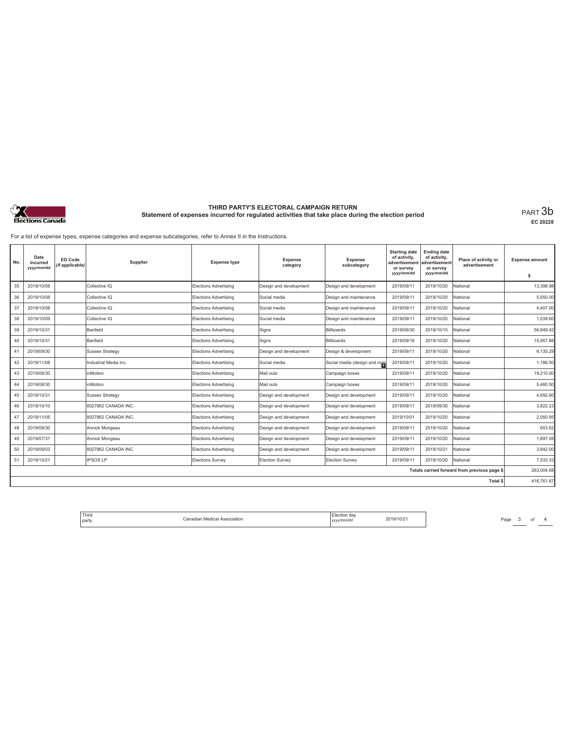# THIRD PARTY'S ELECTORAL CAMPAIGN RETURN

## Statement of expenses incurred for regulated activities that take place during the election period

PART 3b

EC 20228

For a list of expense types, expense categories and expense subcategories, refer to Annex II in the Instructions.

| No. | Date incurred yyyy/mm/dd | ED Code (if applicable) | Supplier | Expense type | Expense category | Expense subcategory | Starting date of activity, advertisement or survey yyyy/mm/dd | Ending date of activity, advertisement or survey yyyy/mm/dd | Place of activity or advertisement | Expense amount $ |
|---|---|---|---|---|---|---|---|---|---|---|
| 35 | 2019/10/08 | | Collective IQ | Elections Advertising | Design and development | Design and development | 2019/09/11 | 2019/10/20 | National | 13,398.98 |
| 36 | 2019/10/08 | | Collective IQ | Elections Advertising | Social media | Design and maintenance | 2019/09/11 | 2019/10/20 | National | 5,650.00 |
| 37 | 2019/10/08 | | Collective IQ | Elections Advertising | Social media | Design and maintenance | 2019/09/11 | 2019/10/20 | National | 4,407.00 |
| 38 | 2019/10/09 | | Collective IQ | Elections Advertising | Social media | Design and maintenance | 2019/09/11 | 2019/10/20 | National | 1,039.60 |
| 39 | 2019/10/31 | | Banfield | Elections Advertising | Signs | Billboards | 2019/09/30 | 2019/10/15 | National | 56,849.42 |
| 40 | 2019/10/31 | | Banfield | Elections Advertising | Signs | Billboards | 2019/09/16 | 2019/10/20 | National | 15,957.88 |
| 41 | 2019/09/30 | | Sussex Strategy | Elections Advertising | Design and development | Design & development | 2019/09/11 | 2019/10/20 | National | 6,135.29 |
| 42 | 2019/11/08 | | Industrial Media Inc. | Elections Advertising | Social media | Social media (design and mai | 2019/09/11 | 2019/10/20 | National | 1,186.50 |
| 43 | 2019/08/30 | | inMotion | Elections Advertising | Mail outs | Campaign boxes | 2019/09/11 | 2019/10/20 | National | 19,210.00 |
| 44 | 2019/08/30 | | inMotion | Elections Advertising | Mail outs | Campaign boxes | 2019/09/11 | 2019/10/20 | National | 5,480.50 |
| 45 | 2019/10/31 | | Sussex Strategy | Elections Advertising | Design and development | Design and development | 2019/09/11 | 2019/10/20 | National | 4,692.60 |
| 46 | 2019/10/10 | | 8027862 CANADA INC. | Elections Advertising | Design and development | Design and development | 2019/09/11 | 2019/09/30 | National | 3,822.23 |
| 47 | 2019/11/05 | | 8027862 CANADA INC. | Elections Advertising | Design and development | Design and development | 2019/10/01 | 2019/10/20 | National | 2,050.95 |
| 48 | 2019/09/30 | | Annick Mongeau | Elections Advertising | Design and development | Design and development | 2019/09/11 | 2019/10/20 | National | 603.62 |
| 49 | 2019/07/31 | | Annick Mongeau | Elections Advertising | Design and development | Design and development | 2019/09/11 | 2019/10/20 | National | 1,897.09 |
| 50 | 2019/09/03 | | 8027862 CANADA INC. | Elections Advertising | Design and development | Design and development | 2019/09/11 | 2019/10/21 | National | 3,842.00 |
| 51 | 2019/10/21 | | IPSOS LP | Elections Survey | Election Survey | Election Survey | 2019/09/11 | 2019/10/20 | National | 7,533.33 |
| | | | | | | | | | Totals carried forward from previous page $ | 263,004.68 |
| | | | | | | | | | Total $ | 416,761.67 |

Third party: Canadian Medical Association

Election day yyyy/mm/dd: 2019/10/21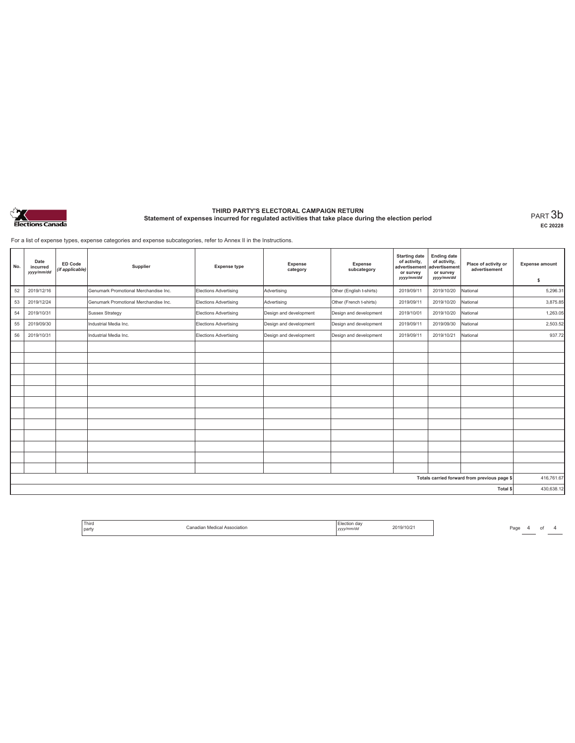# THIRD PARTY'S ELECTORAL CAMPAIGN RETURN

## Statement of expenses incurred for regulated activities that take place during the election period

PART 3b

EC 20228

For a list of expense types, expense categories and expense subcategories, refer to Annex II in the Instructions.

| No. | Date incurred *yyyy/mm/dd* | ED Code *(if applicable)* | Supplier | Expense type | Expense category | Expense subcategory | Starting date of activity, advertisement or survey *yyyy/mm/dd* | Ending date of activity, advertisement or survey *yyyy/mm/dd* | Place of activity or advertisement | Expense amount $ |
|---|---|---|---|---|---|---|---|---|---|---|
| 52 | 2019/12/16 | | Genumark Promotional Merchandise Inc. | Elections Advertising | Advertising | Other (English t-shirts) | 2019/09/11 | 2019/10/20 | National | 5,296.31 |
| 53 | 2019/12/24 | | Genumark Promotional Merchandise Inc. | Elections Advertising | Advertising | Other (French t-shirts) | 2019/09/11 | 2019/10/20 | National | 3,875.85 |
| 54 | 2019/10/31 | | Sussex Strategy | Elections Advertising | Design and development | Design and development | 2019/10/01 | 2019/10/20 | National | 1,263.05 |
| 55 | 2019/09/30 | | Industrial Media Inc. | Elections Advertising | Design and development | Design and development | 2019/09/11 | 2019/09/30 | National | 2,503.52 |
| 56 | 2019/10/31 | | Industrial Media Inc. | Elections Advertising | Design and development | Design and development | 2019/09/11 | 2019/10/21 | National | 937.72 |
| | | | | | | | | | | |
| | | | | | | | | | | |
| | | | | | | | | | | |
| | | | | | | | | | | |
| | | | | | | | | | | |
| | | | | | | | | | | |
| | | | | | | | | | | |
| | | | | | | | | | | |
| | | | | | | | | | | |
| | | | | | | | | | | |
| | | | | | | | | | | |
| | | | | | | | | | | |
| | | | | | | | | | Totals carried forward from previous page $ | 416,761.67 |
| | | | | | | | | | Total $ | 430,638.12 |

| Third party | Canadian Medical Association | Election day *yyyy/mm/dd* | 2019/10/21 |
|---|---|---|---|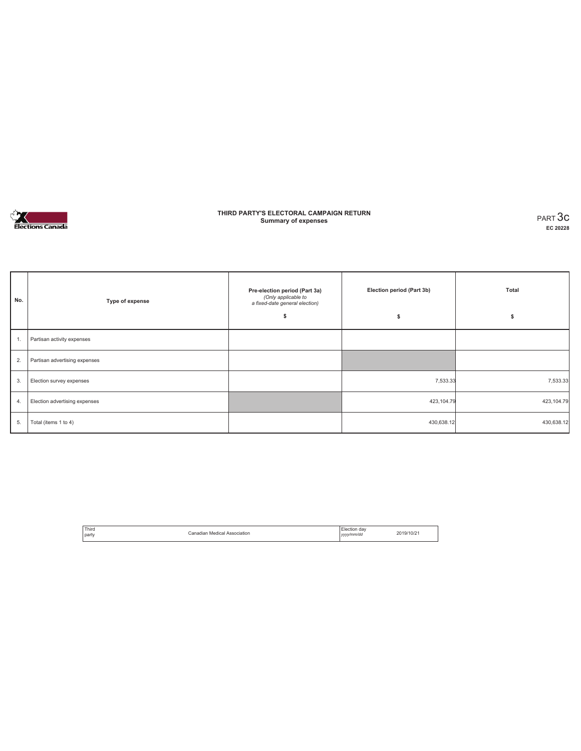Elections Canada

# THIRD PARTY'S ELECTORAL CAMPAIGN RETURN
## Summary of expenses

PART 3c
**EC 20228**

| No. | Type of expense | Pre-election period (Part 3a) *(Only applicable to a fixed-date general election)* $ | Election period (Part 3b) $ | Total $ |
|---|---|---|---|---|
| 1. | Partisan activity expenses | | | |
| 2. | Partisan advertising expenses | | | |
| 3. | Election survey expenses | | 7,533.33 | 7,533.33 |
| 4. | Election advertising expenses | | 423,104.79 | 423,104.79 |
| 5. | Total (items 1 to 4) | | 430,638.12 | 430,638.12 |

| Third party | Canadian Medical Association | Election day *yyyy/mm/dd* | 2019/10/21 |
|---|---|---|---|